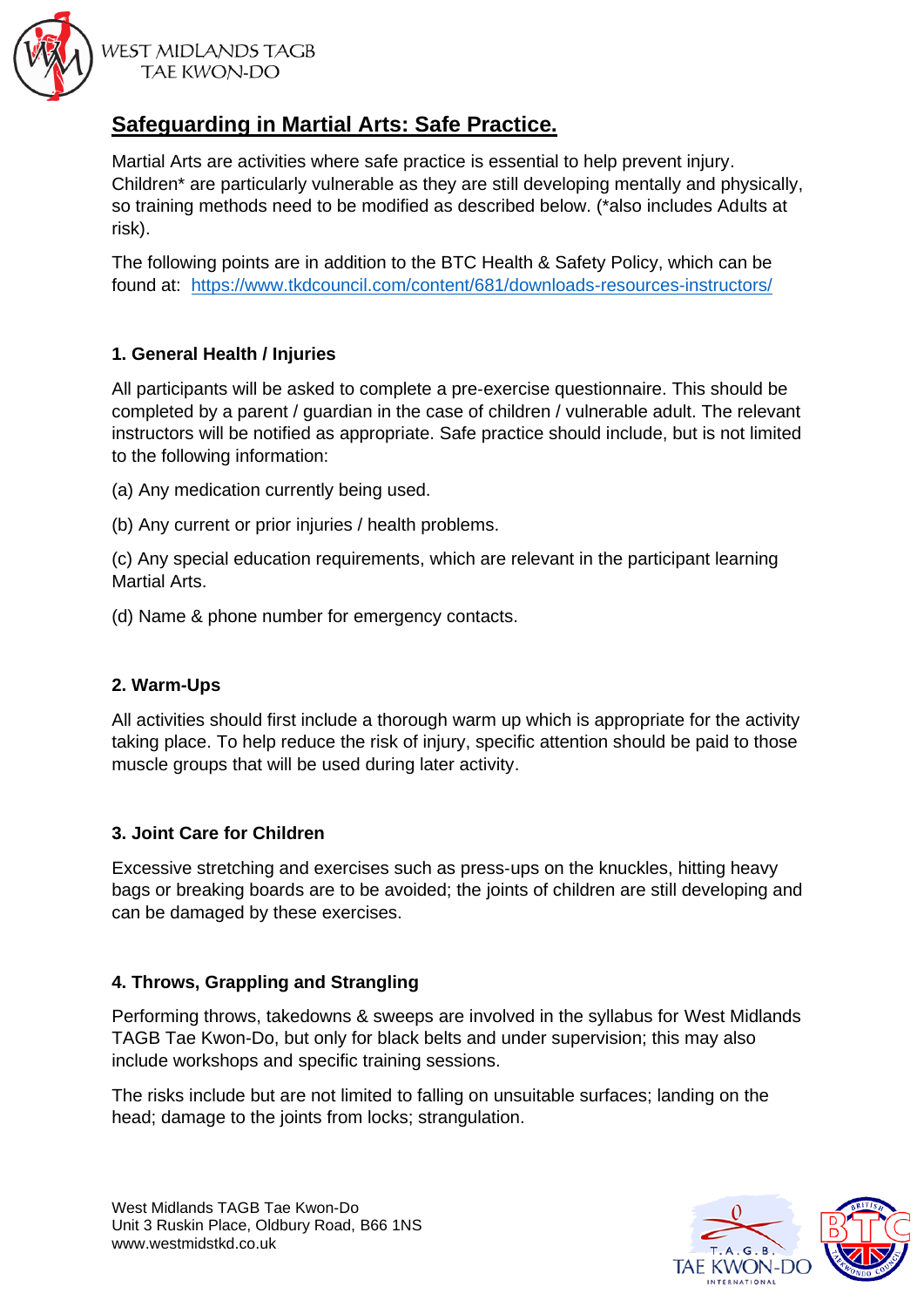WEST MIDLANDS TAGB
TAE KWON-DO

# Safeguarding in Martial Arts: Safe Practice.

Martial Arts are activities where safe practice is essential to help prevent injury. Children* are particularly vulnerable as they are still developing mentally and physically, so training methods need to be modified as described below. (*also includes Adults at risk).

The following points are in addition to the BTC Health & Safety Policy, which can be found at: https://www.tkdcouncil.com/content/681/downloads-resources-instructors/

## 1. General Health / Injuries

All participants will be asked to complete a pre-exercise questionnaire. This should be completed by a parent / guardian in the case of children / vulnerable adult. The relevant instructors will be notified as appropriate. Safe practice should include, but is not limited to the following information:

(a) Any medication currently being used.

(b) Any current or prior injuries / health problems.

(c) Any special education requirements, which are relevant in the participant learning Martial Arts.

(d) Name & phone number for emergency contacts.

## 2. Warm-Ups

All activities should first include a thorough warm up which is appropriate for the activity taking place. To help reduce the risk of injury, specific attention should be paid to those muscle groups that will be used during later activity.

## 3. Joint Care for Children

Excessive stretching and exercises such as press-ups on the knuckles, hitting heavy bags or breaking boards are to be avoided; the joints of children are still developing and can be damaged by these exercises.

## 4. Throws, Grappling and Strangling

Performing throws, takedowns & sweeps are involved in the syllabus for West Midlands TAGB Tae Kwon-Do, but only for black belts and under supervision; this may also include workshops and specific training sessions.

The risks include but are not limited to falling on unsuitable surfaces; landing on the head; damage to the joints from locks; strangulation.

West Midlands TAGB Tae Kwon-Do
Unit 3 Ruskin Place, Oldbury Road, B66 1NS
www.westmidstkd.co.uk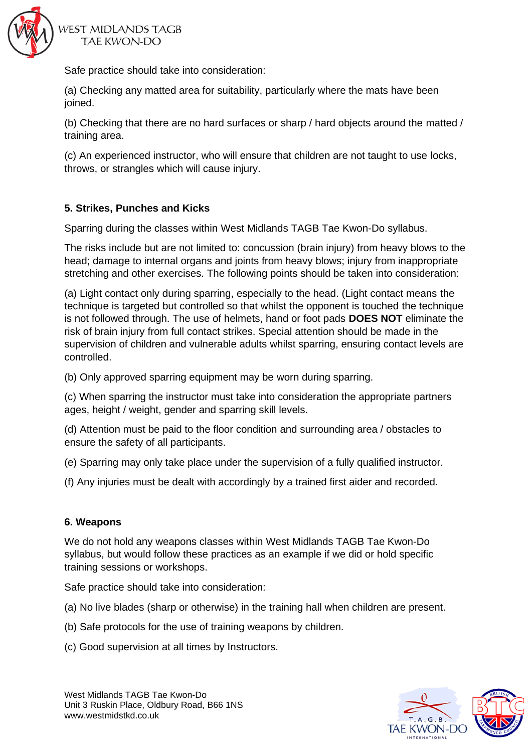Safe practice should take into consideration:

(a) Checking any matted area for suitability, particularly where the mats have been joined.

(b) Checking that there are no hard surfaces or sharp / hard objects around the matted / training area.

(c) An experienced instructor, who will ensure that children are not taught to use locks, throws, or strangles which will cause injury.

**5. Strikes, Punches and Kicks**

Sparring during the classes within West Midlands TAGB Tae Kwon-Do syllabus.

The risks include but are not limited to: concussion (brain injury) from heavy blows to the head; damage to internal organs and joints from heavy blows; injury from inappropriate stretching and other exercises. The following points should be taken into consideration:

(a) Light contact only during sparring, especially to the head. (Light contact means the technique is targeted but controlled so that whilst the opponent is touched the technique is not followed through. The use of helmets, hand or foot pads **DOES NOT** eliminate the risk of brain injury from full contact strikes. Special attention should be made in the supervision of children and vulnerable adults whilst sparring, ensuring contact levels are controlled.

(b) Only approved sparring equipment may be worn during sparring.

(c) When sparring the instructor must take into consideration the appropriate partners ages, height / weight, gender and sparring skill levels.

(d) Attention must be paid to the floor condition and surrounding area / obstacles to ensure the safety of all participants.

(e) Sparring may only take place under the supervision of a fully qualified instructor.

(f) Any injuries must be dealt with accordingly by a trained first aider and recorded.

**6. Weapons**

We do not hold any weapons classes within West Midlands TAGB Tae Kwon-Do syllabus, but would follow these practices as an example if we did or hold specific training sessions or workshops.

Safe practice should take into consideration:

(a) No live blades (sharp or otherwise) in the training hall when children are present.

(b) Safe protocols for the use of training weapons by children.

(c) Good supervision at all times by Instructors.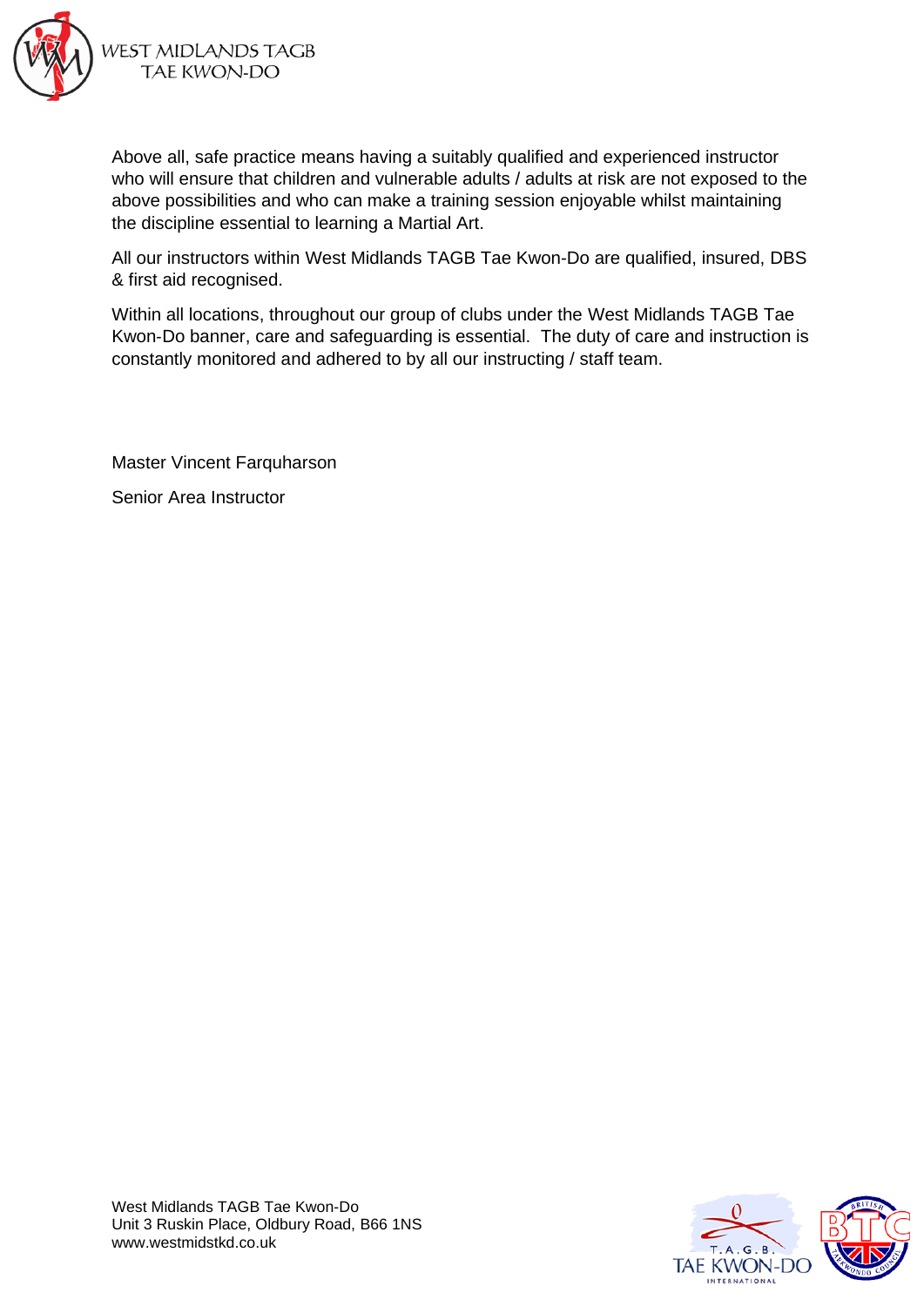Above all, safe practice means having a suitably qualified and experienced instructor who will ensure that children and vulnerable adults / adults at risk are not exposed to the above possibilities and who can make a training session enjoyable whilst maintaining the discipline essential to learning a Martial Art.

All our instructors within West Midlands TAGB Tae Kwon-Do are qualified, insured, DBS & first aid recognised.

Within all locations, throughout our group of clubs under the West Midlands TAGB Tae Kwon-Do banner, care and safeguarding is essential. The duty of care and instruction is constantly monitored and adhered to by all our instructing / staff team.

Master Vincent Farquharson

Senior Area Instructor